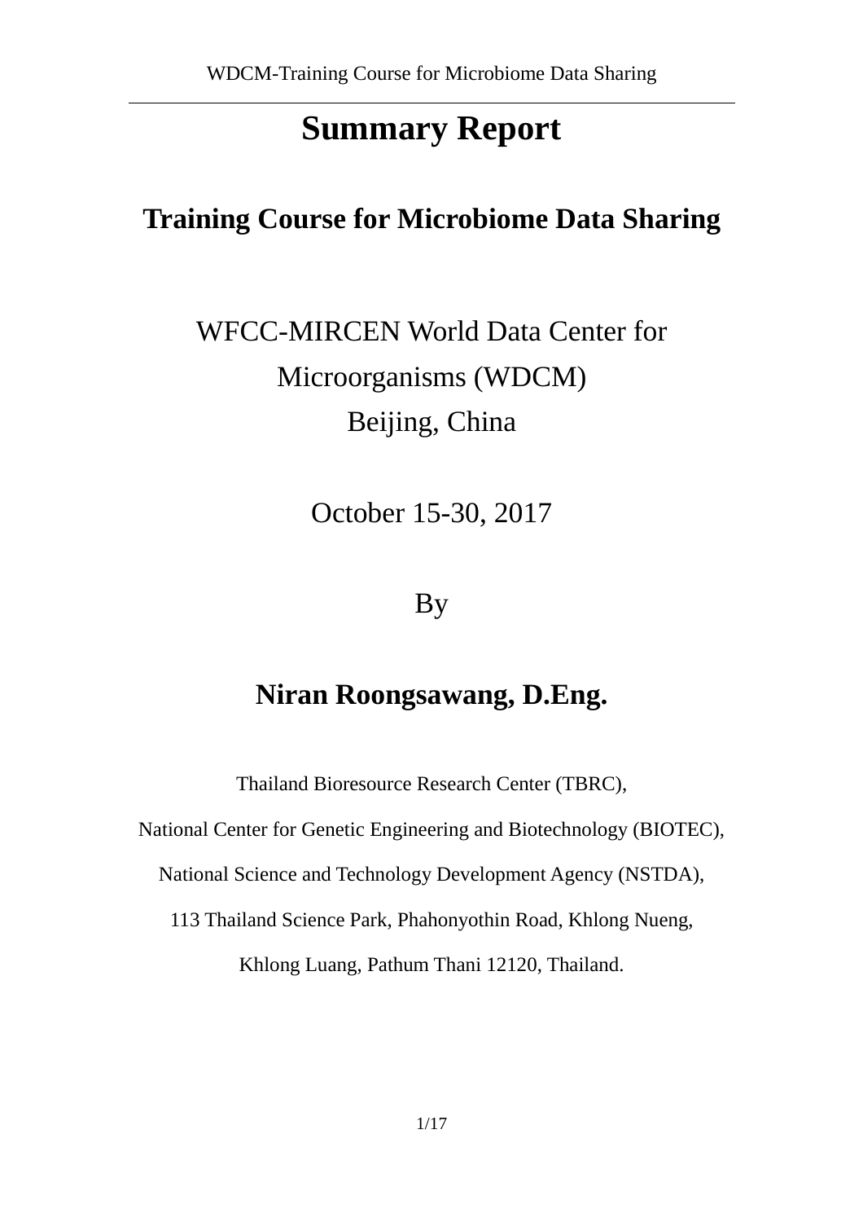# Summary Report

## Training Course for Microbiome Data Sharing

WFCC-MIRCEN World Data Center for Microorganisms (WDCM)

Beijing, China

October 15-30, 2017

By

**Niran Roongsawang, D.Eng.**

Thailand Bioresource Research Center (TBRC),

National Center for Genetic Engineering and Biotechnology (BIOTEC),

National Science and Technology Development Agency (NSTDA),

113 Thailand Science Park, Phahonyothin Road, Khlong Nueng,

Khlong Luang, Pathum Thani 12120, Thailand.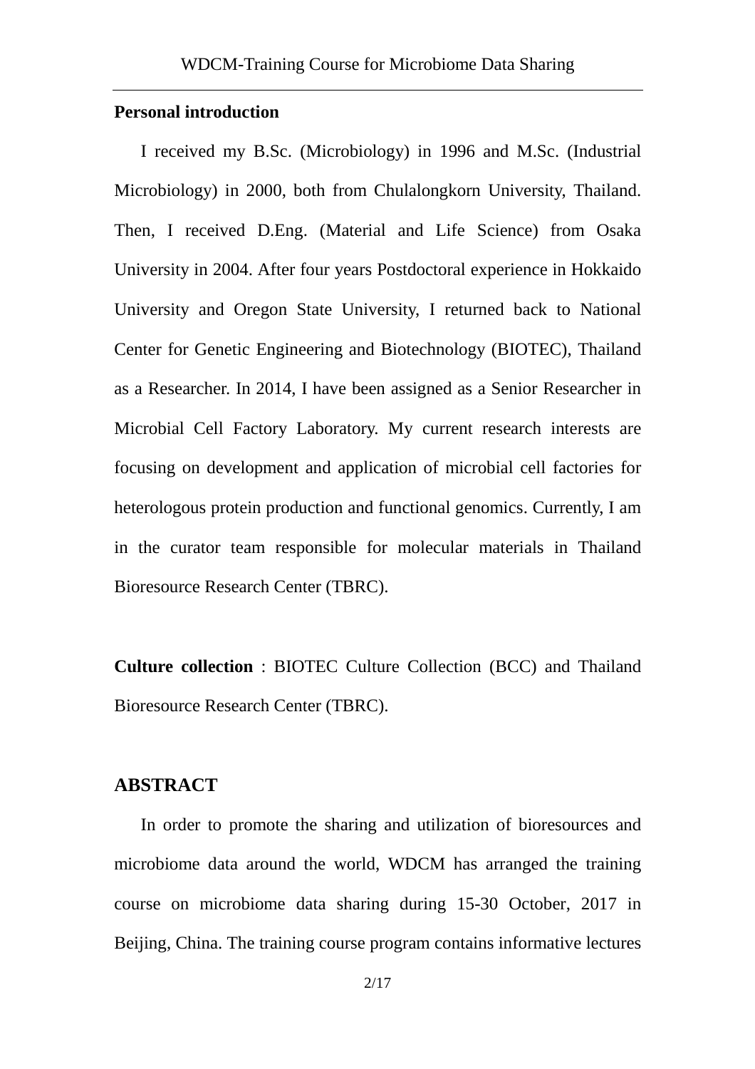**Personal introduction**

I received my B.Sc. (Microbiology) in 1996 and M.Sc. (Industrial Microbiology) in 2000, both from Chulalongkorn University, Thailand. Then, I received D.Eng. (Material and Life Science) from Osaka University in 2004. After four years Postdoctoral experience in Hokkaido University and Oregon State University, I returned back to National Center for Genetic Engineering and Biotechnology (BIOTEC), Thailand as a Researcher. In 2014, I have been assigned as a Senior Researcher in Microbial Cell Factory Laboratory. My current research interests are focusing on development and application of microbial cell factories for heterologous protein production and functional genomics. Currently, I am in the curator team responsible for molecular materials in Thailand Bioresource Research Center (TBRC).

**Culture collection** : BIOTEC Culture Collection (BCC) and Thailand Bioresource Research Center (TBRC).

## ABSTRACT

In order to promote the sharing and utilization of bioresources and microbiome data around the world, WDCM has arranged the training course on microbiome data sharing during 15-30 October, 2017 in Beijing, China. The training course program contains informative lectures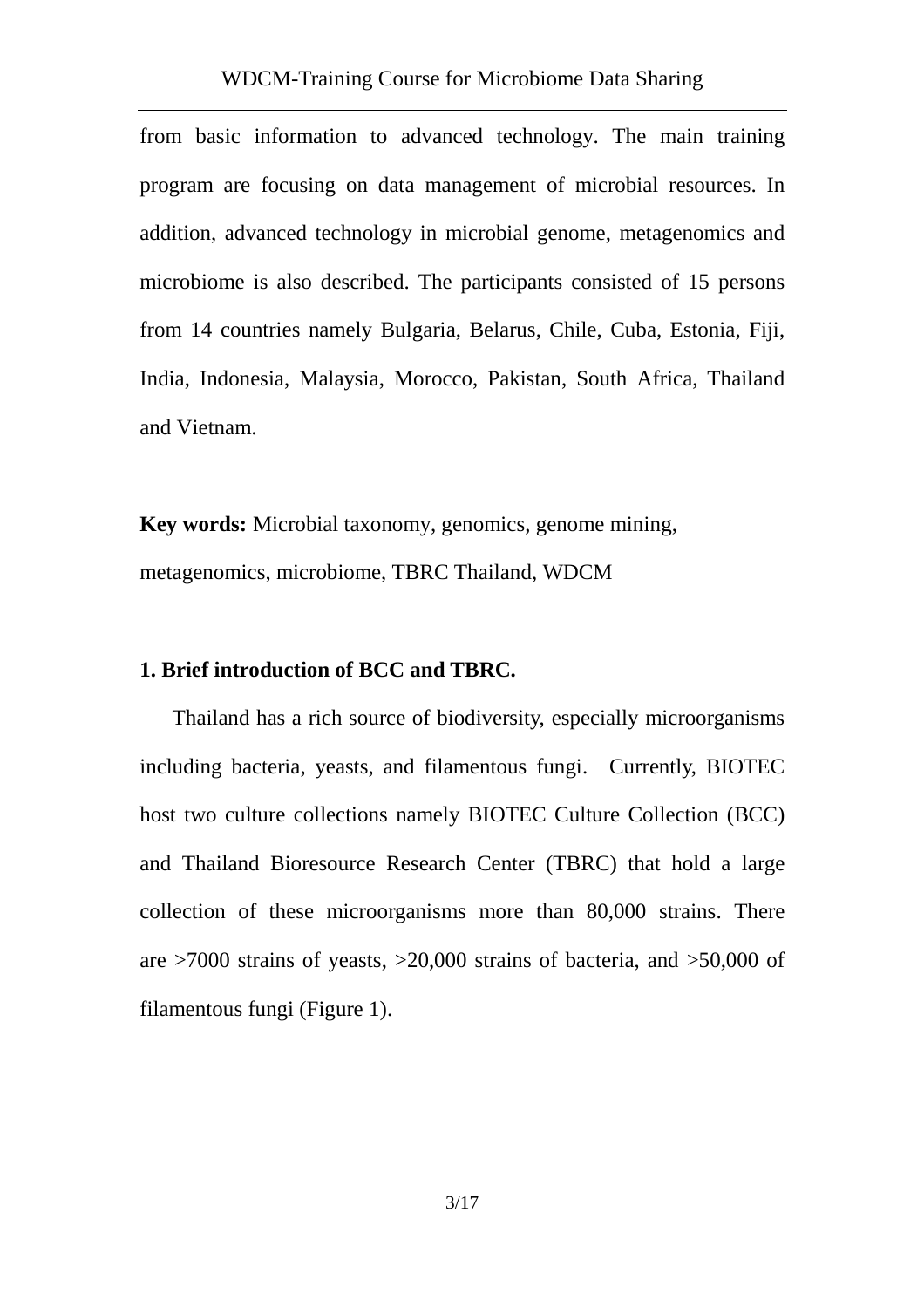from basic information to advanced technology. The main training program are focusing on data management of microbial resources. In addition, advanced technology in microbial genome, metagenomics and microbiome is also described. The participants consisted of 15 persons from 14 countries namely Bulgaria, Belarus, Chile, Cuba, Estonia, Fiji, India, Indonesia, Malaysia, Morocco, Pakistan, South Africa, Thailand and Vietnam.

**Key words:** Microbial taxonomy, genomics, genome mining, metagenomics, microbiome, TBRC Thailand, WDCM

## 1. Brief introduction of BCC and TBRC.

Thailand has a rich source of biodiversity, especially microorganisms including bacteria, yeasts, and filamentous fungi. Currently, BIOTEC host two culture collections namely BIOTEC Culture Collection (BCC) and Thailand Bioresource Research Center (TBRC) that hold a large collection of these microorganisms more than 80,000 strains. There are >7000 strains of yeasts, >20,000 strains of bacteria, and >50,000 of filamentous fungi (Figure 1).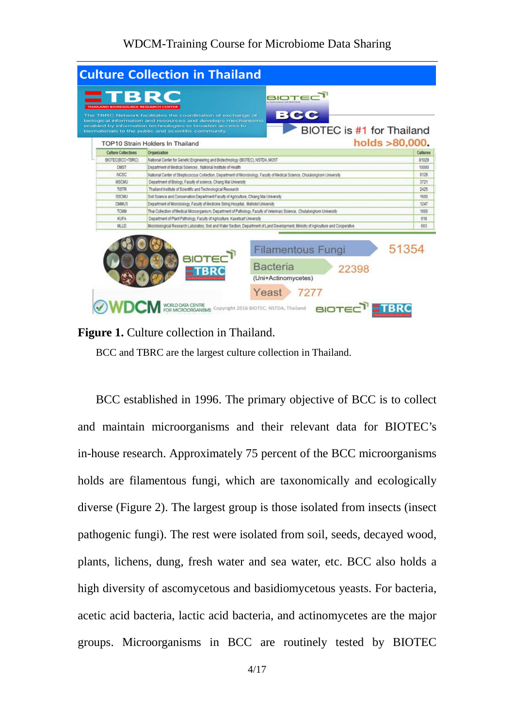## Culture Collection in Thailand

TBRC — THAILAND BIORESOURCE RESEARCH CENTER

The TBRC Network facilitates the coordination of exchange of biological information and resources and develops mechanisms enabled by information technologies to broaden access to biomaterials to the public and scientific community.

BIOTEC — BCC

BIOTEC is #1 for Thailand holds >80,000.

TOP10 Strain Holders In Thailand

| Culture Collections | Organization | Cultures |
|---|---|---|
| BIOTEC(BCC+TBRC) | National Center for Genetic Engineering and Biotechnology (BIOTEC), NSTDA, MOST | 81029 |
| DMST | Department of Medical Sciences , National Institute of Health | 10000 |
| NCSC | National Center of Streptococcus Collection, Department of Microbiology, Faculty of Medical Science, Chulalongkorn University | 9128 |
| MSCMU | Department of Biology, Faculty of science, Chang Mai University | 3721 |
| TISTR | Thailand Institute of Scientific and Technological Research | 2425 |
| SSCMU | Soil Science and Conservation Department Faculty of Agriculture, Chiang Mai University | 1600 |
| DMMU3 | Department of Microbiology, Faculty of Medicine Siriraj Hospital, Mahidol University | 1247 |
| TCMM | Thai Collection of Medical Microorganism, Department of Pathology, Faculty of Veterinary Science, Chulalongkorn University | 1000 |
| KUFA | Department of Plant Pathology, Faculty of Agriculture, Kasetsart University | 818 |
| MLLD | Microbiological Research Laboratory, Soil and Water Section, Department of Land Development, Ministry of Agriculture and Cooperative | 603 |

Filamentous Fungi 51354

Bacteria (Uni+Actinomycetes) 22398

Yeast 7277

WDCM WORLD DATA CENTRE FOR MICROORGANISMS Copyright 2016 BIOTEC, NSTDA, Thailand

**Figure 1.** Culture collection in Thailand.

BCC and TBRC are the largest culture collection in Thailand.

BCC established in 1996. The primary objective of BCC is to collect and maintain microorganisms and their relevant data for BIOTEC's in-house research. Approximately 75 percent of the BCC microorganisms holds are filamentous fungi, which are taxonomically and ecologically diverse (Figure 2). The largest group is those isolated from insects (insect pathogenic fungi). The rest were isolated from soil, seeds, decayed wood, plants, lichens, dung, fresh water and sea water, etc. BCC also holds a high diversity of ascomycetous and basidiomycetous yeasts. For bacteria, acetic acid bacteria, lactic acid bacteria, and actinomycetes are the major groups. Microorganisms in BCC are routinely tested by BIOTEC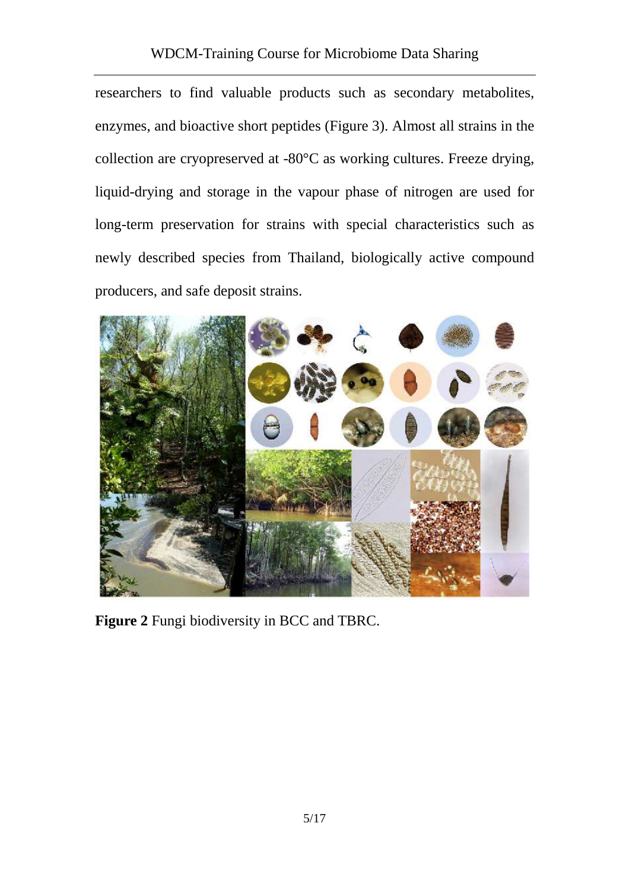researchers to find valuable products such as secondary metabolites, enzymes, and bioactive short peptides (Figure 3). Almost all strains in the collection are cryopreserved at -80°C as working cultures. Freeze drying, liquid-drying and storage in the vapour phase of nitrogen are used for long-term preservation for strains with special characteristics such as newly described species from Thailand, biologically active compound producers, and safe deposit strains.

**Figure 2** Fungi biodiversity in BCC and TBRC.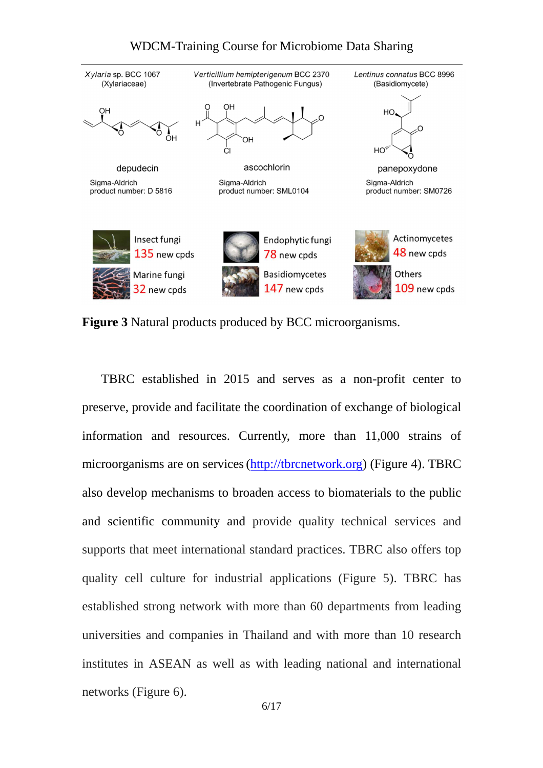**Figure 3** Natural products produced by BCC microorganisms.

TBRC established in 2015 and serves as a non-profit center to preserve, provide and facilitate the coordination of exchange of biological information and resources. Currently, more than 11,000 strains of microorganisms are on services (http://tbrcnetwork.org) (Figure 4). TBRC also develop mechanisms to broaden access to biomaterials to the public and scientific community and provide quality technical services and supports that meet international standard practices. TBRC also offers top quality cell culture for industrial applications (Figure 5). TBRC has established strong network with more than 60 departments from leading universities and companies in Thailand and with more than 10 research institutes in ASEAN as well as with leading national and international networks (Figure 6).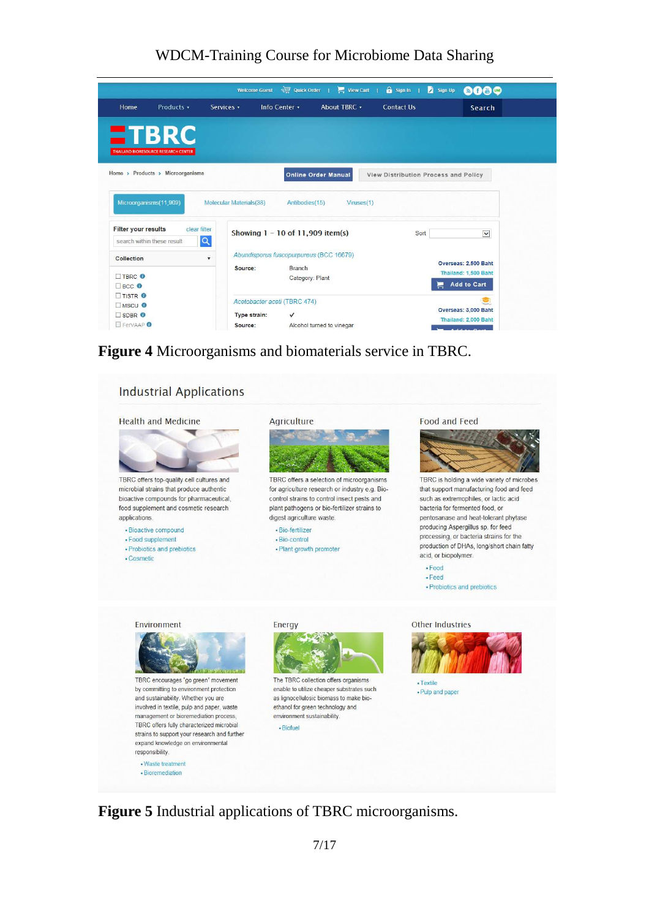**Figure 4** Microorganisms and biomaterials service in TBRC.

**Figure 5** Industrial applications of TBRC microorganisms.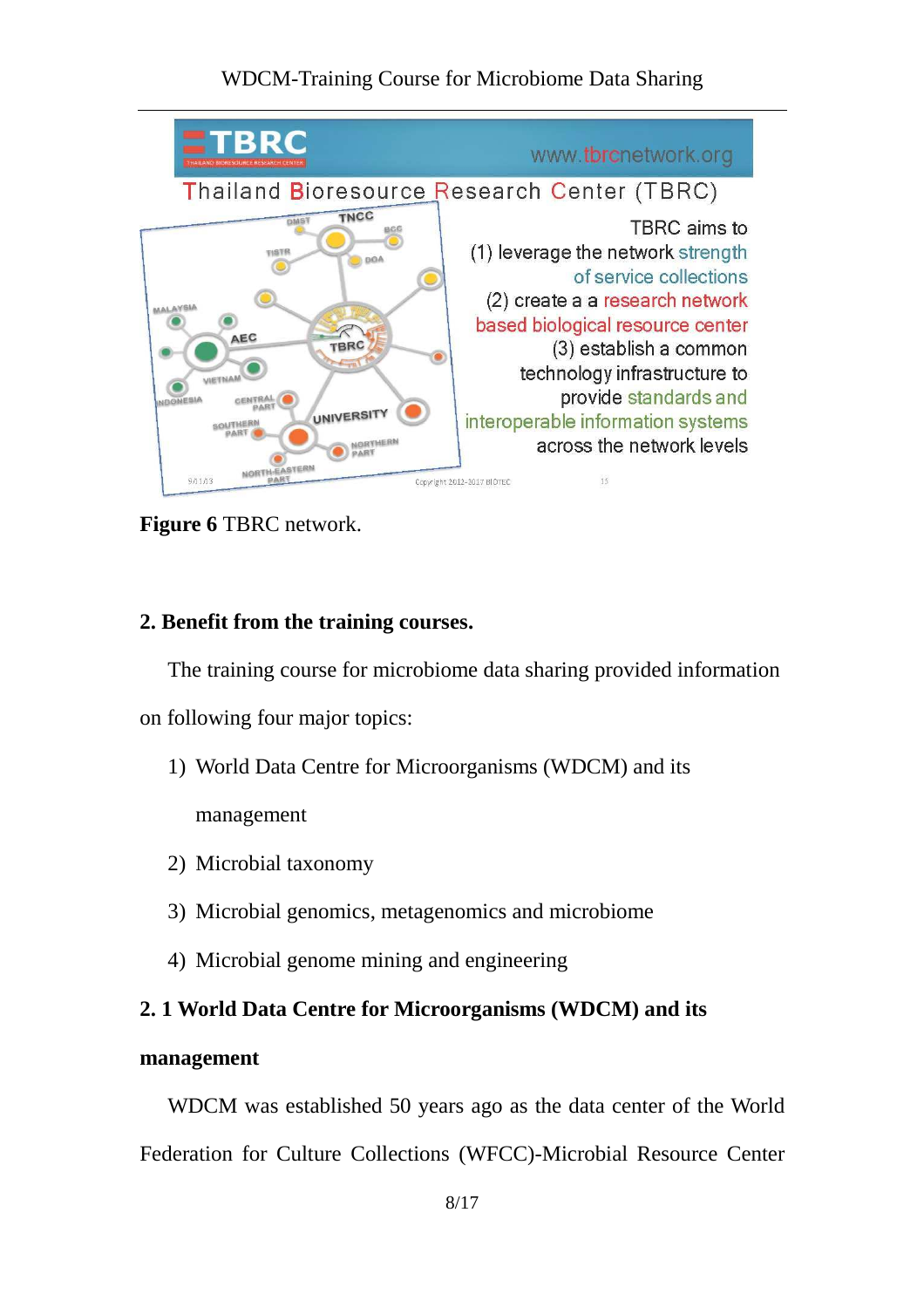**Figure 6** TBRC network.

## 2. Benefit from the training courses.

The training course for microbiome data sharing provided information on following four major topics:

1) World Data Centre for Microorganisms (WDCM) and its management
2) Microbial taxonomy
3) Microbial genomics, metagenomics and microbiome
4) Microbial genome mining and engineering

### 2. 1 World Data Centre for Microorganisms (WDCM) and its management

WDCM was established 50 years ago as the data center of the World Federation for Culture Collections (WFCC)-Microbial Resource Center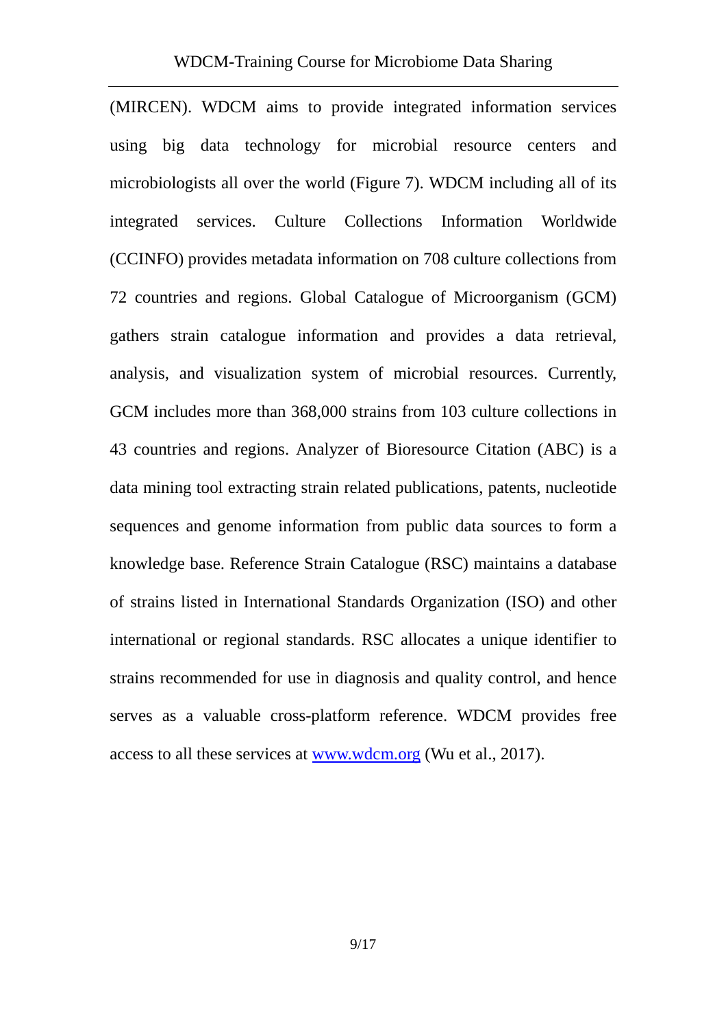(MIRCEN). WDCM aims to provide integrated information services using big data technology for microbial resource centers and microbiologists all over the world (Figure 7). WDCM including all of its integrated services. Culture Collections Information Worldwide (CCINFO) provides metadata information on 708 culture collections from 72 countries and regions. Global Catalogue of Microorganism (GCM) gathers strain catalogue information and provides a data retrieval, analysis, and visualization system of microbial resources. Currently, GCM includes more than 368,000 strains from 103 culture collections in 43 countries and regions. Analyzer of Bioresource Citation (ABC) is a data mining tool extracting strain related publications, patents, nucleotide sequences and genome information from public data sources to form a knowledge base. Reference Strain Catalogue (RSC) maintains a database of strains listed in International Standards Organization (ISO) and other international or regional standards. RSC allocates a unique identifier to strains recommended for use in diagnosis and quality control, and hence serves as a valuable cross-platform reference. WDCM provides free access to all these services at [www.wdcm.org](http://www.wdcm.org) (Wu et al., 2017).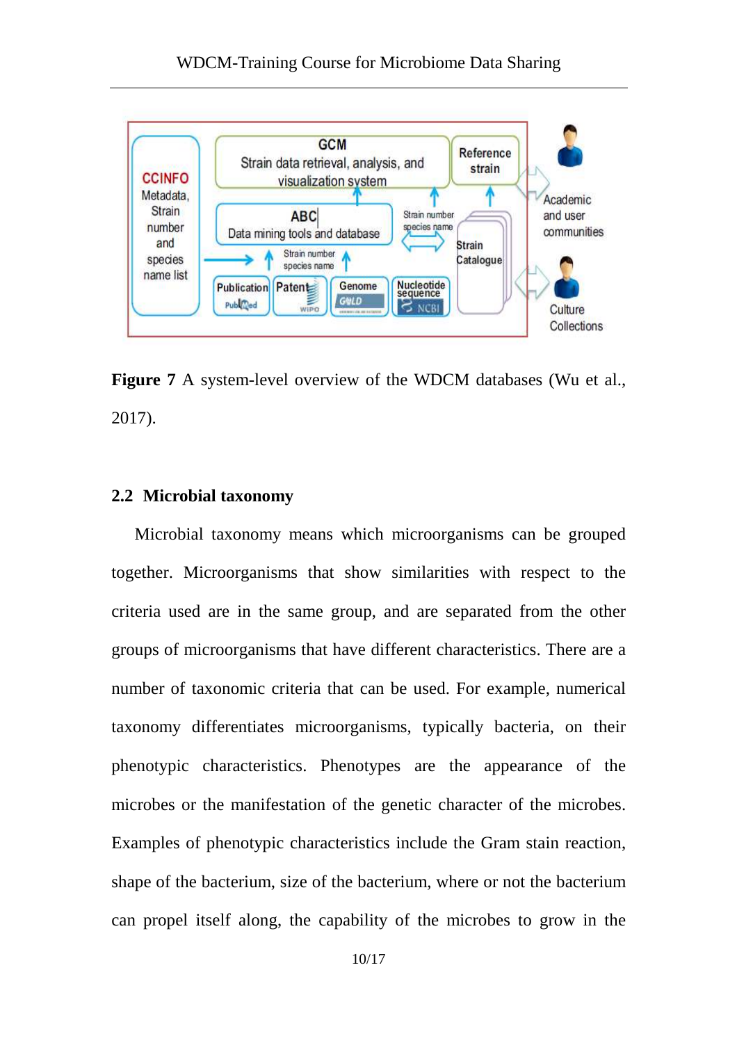Figure 7 A system-level overview of the WDCM databases (Wu et al., 2017).

## 2.2 Microbial taxonomy

Microbial taxonomy means which microorganisms can be grouped together. Microorganisms that show similarities with respect to the criteria used are in the same group, and are separated from the other groups of microorganisms that have different characteristics. There are a number of taxonomic criteria that can be used. For example, numerical taxonomy differentiates microorganisms, typically bacteria, on their phenotypic characteristics. Phenotypes are the appearance of the microbes or the manifestation of the genetic character of the microbes. Examples of phenotypic characteristics include the Gram stain reaction, shape of the bacterium, size of the bacterium, where or not the bacterium can propel itself along, the capability of the microbes to grow in the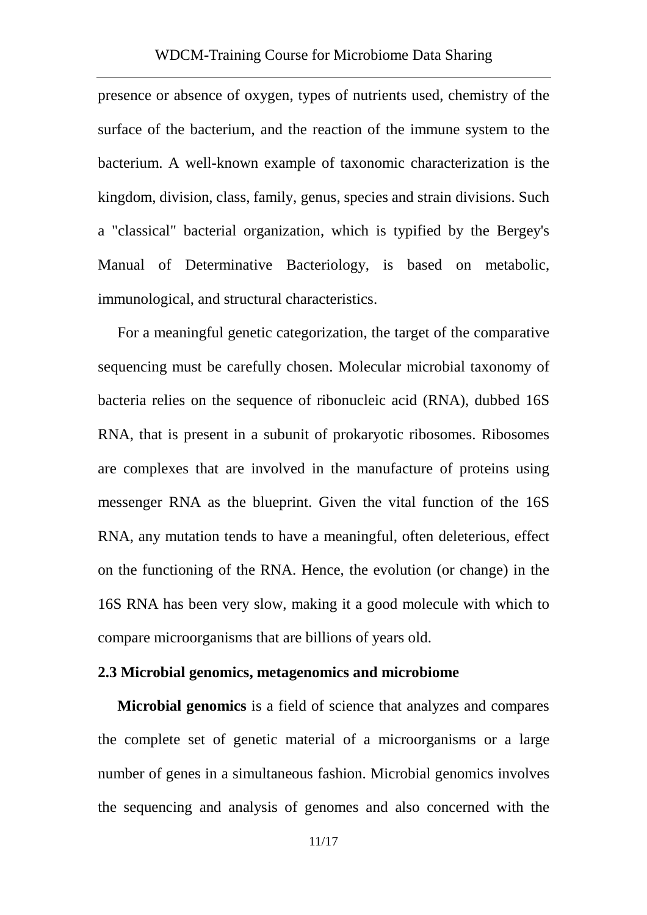presence or absence of oxygen, types of nutrients used, chemistry of the surface of the bacterium, and the reaction of the immune system to the bacterium. A well-known example of taxonomic characterization is the kingdom, division, class, family, genus, species and strain divisions. Such a "classical" bacterial organization, which is typified by the Bergey's Manual of Determinative Bacteriology, is based on metabolic, immunological, and structural characteristics.

For a meaningful genetic categorization, the target of the comparative sequencing must be carefully chosen. Molecular microbial taxonomy of bacteria relies on the sequence of ribonucleic acid (RNA), dubbed 16S RNA, that is present in a subunit of prokaryotic ribosomes. Ribosomes are complexes that are involved in the manufacture of proteins using messenger RNA as the blueprint. Given the vital function of the 16S RNA, any mutation tends to have a meaningful, often deleterious, effect on the functioning of the RNA. Hence, the evolution (or change) in the 16S RNA has been very slow, making it a good molecule with which to compare microorganisms that are billions of years old.

### 2.3 Microbial genomics, metagenomics and microbiome

**Microbial genomics** is a field of science that analyzes and compares the complete set of genetic material of a microorganisms or a large number of genes in a simultaneous fashion. Microbial genomics involves the sequencing and analysis of genomes and also concerned with the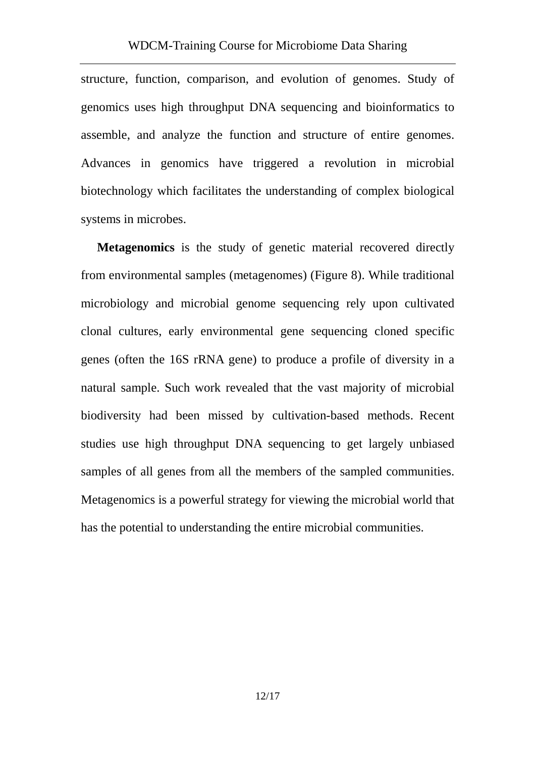structure, function, comparison, and evolution of genomes. Study of genomics uses high throughput DNA sequencing and bioinformatics to assemble, and analyze the function and structure of entire genomes. Advances in genomics have triggered a revolution in microbial biotechnology which facilitates the understanding of complex biological systems in microbes.

**Metagenomics** is the study of genetic material recovered directly from environmental samples (metagenomes) (Figure 8). While traditional microbiology and microbial genome sequencing rely upon cultivated clonal cultures, early environmental gene sequencing cloned specific genes (often the 16S rRNA gene) to produce a profile of diversity in a natural sample. Such work revealed that the vast majority of microbial biodiversity had been missed by cultivation-based methods. Recent studies use high throughput DNA sequencing to get largely unbiased samples of all genes from all the members of the sampled communities. Metagenomics is a powerful strategy for viewing the microbial world that has the potential to understanding the entire microbial communities.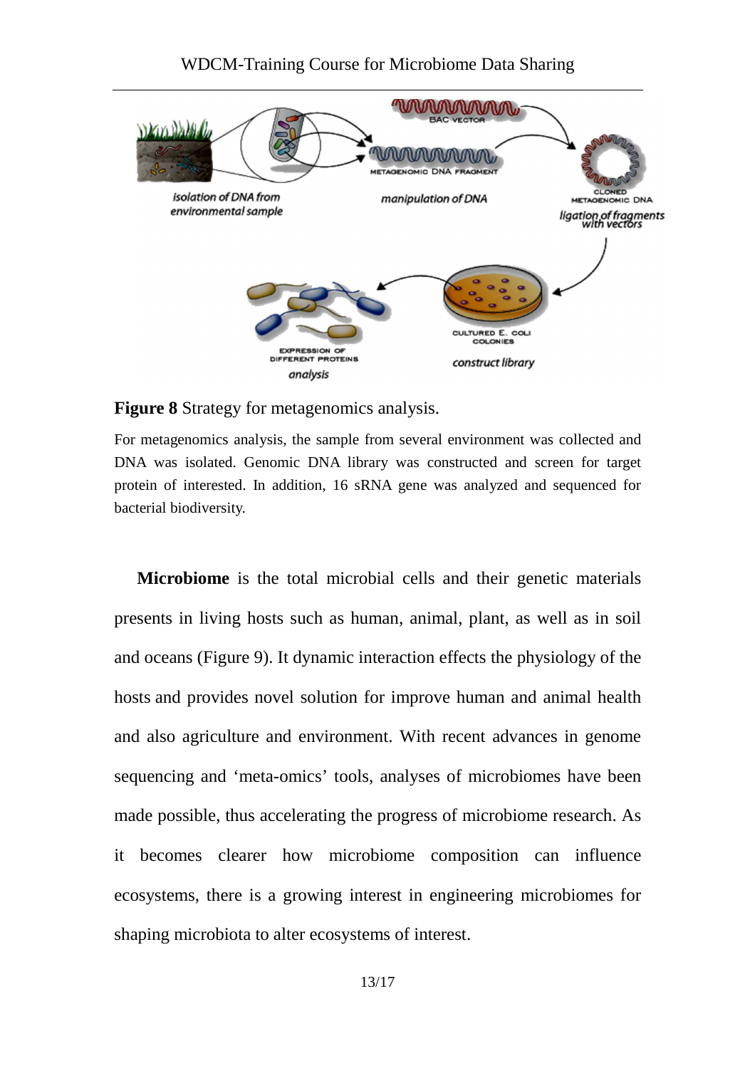**Figure 8** Strategy for metagenomics analysis.

For metagenomics analysis, the sample from several environment was collected and DNA was isolated. Genomic DNA library was constructed and screen for target protein of interested. In addition, 16 sRNA gene was analyzed and sequenced for bacterial biodiversity.

**Microbiome** is the total microbial cells and their genetic materials presents in living hosts such as human, animal, plant, as well as in soil and oceans (Figure 9). It dynamic interaction effects the physiology of the hosts and provides novel solution for improve human and animal health and also agriculture and environment. With recent advances in genome sequencing and 'meta-omics' tools, analyses of microbiomes have been made possible, thus accelerating the progress of microbiome research. As it becomes clearer how microbiome composition can influence ecosystems, there is a growing interest in engineering microbiomes for shaping microbiota to alter ecosystems of interest.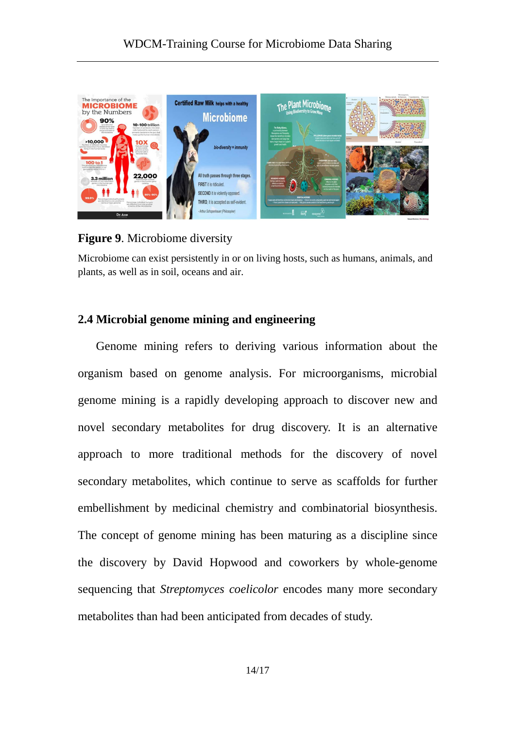**Figure 9**. Microbiome diversity

Microbiome can exist persistently in or on living hosts, such as humans, animals, and plants, as well as in soil, oceans and air.

## 2.4 Microbial genome mining and engineering

Genome mining refers to deriving various information about the organism based on genome analysis. For microorganisms, microbial genome mining is a rapidly developing approach to discover new and novel secondary metabolites for drug discovery. It is an alternative approach to more traditional methods for the discovery of novel secondary metabolites, which continue to serve as scaffolds for further embellishment by medicinal chemistry and combinatorial biosynthesis. The concept of genome mining has been maturing as a discipline since the discovery by David Hopwood and coworkers by whole-genome sequencing that *Streptomyces coelicolor* encodes many more secondary metabolites than had been anticipated from decades of study.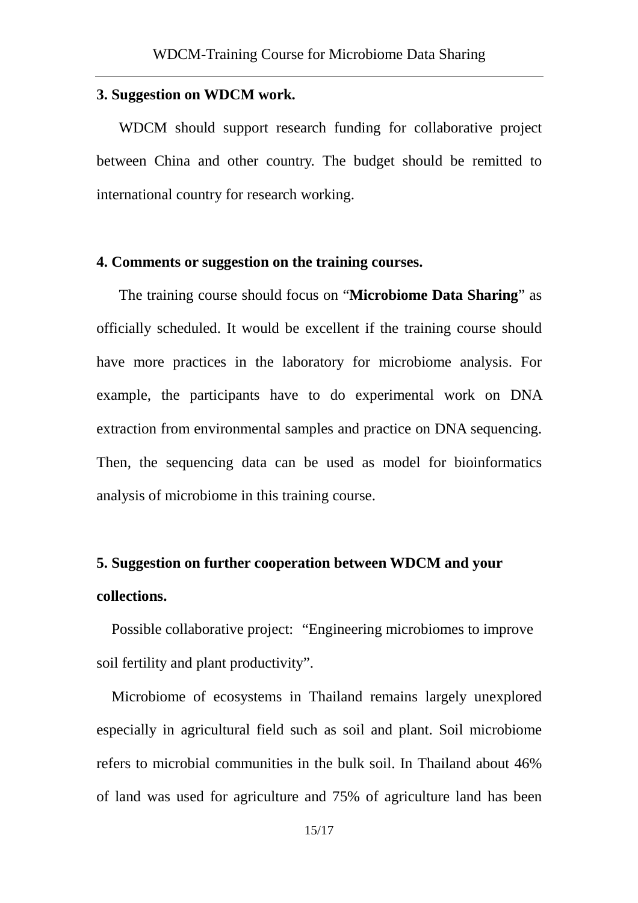**3. Suggestion on WDCM work.**

WDCM should support research funding for collaborative project between China and other country. The budget should be remitted to international country for research working.

**4. Comments or suggestion on the training courses.**

The training course should focus on "**Microbiome Data Sharing**" as officially scheduled. It would be excellent if the training course should have more practices in the laboratory for microbiome analysis. For example, the participants have to do experimental work on DNA extraction from environmental samples and practice on DNA sequencing. Then, the sequencing data can be used as model for bioinformatics analysis of microbiome in this training course.

**5. Suggestion on further cooperation between WDCM and your collections.**

Possible collaborative project: "Engineering microbiomes to improve soil fertility and plant productivity".

Microbiome of ecosystems in Thailand remains largely unexplored especially in agricultural field such as soil and plant. Soil microbiome refers to microbial communities in the bulk soil. In Thailand about 46% of land was used for agriculture and 75% of agriculture land has been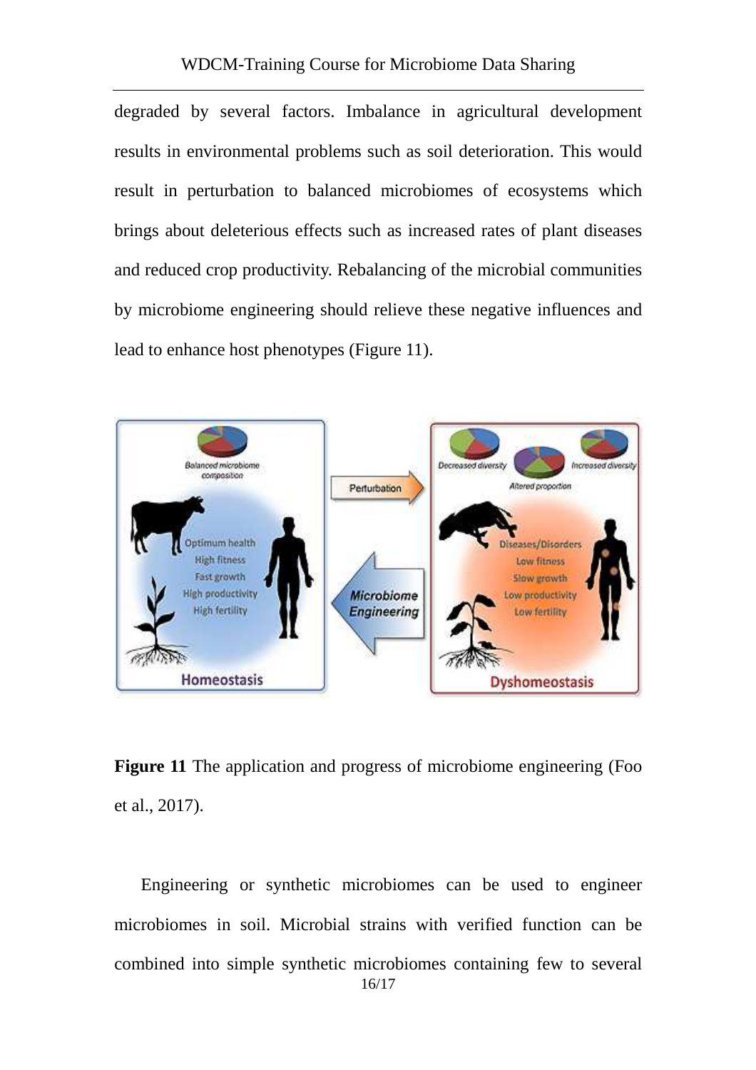degraded by several factors. Imbalance in agricultural development results in environmental problems such as soil deterioration. This would result in perturbation to balanced microbiomes of ecosystems which brings about deleterious effects such as increased rates of plant diseases and reduced crop productivity. Rebalancing of the microbial communities by microbiome engineering should relieve these negative influences and lead to enhance host phenotypes (Figure 11).

**Figure 11** The application and progress of microbiome engineering (Foo et al., 2017).

Engineering or synthetic microbiomes can be used to engineer microbiomes in soil. Microbial strains with verified function can be combined into simple synthetic microbiomes containing few to several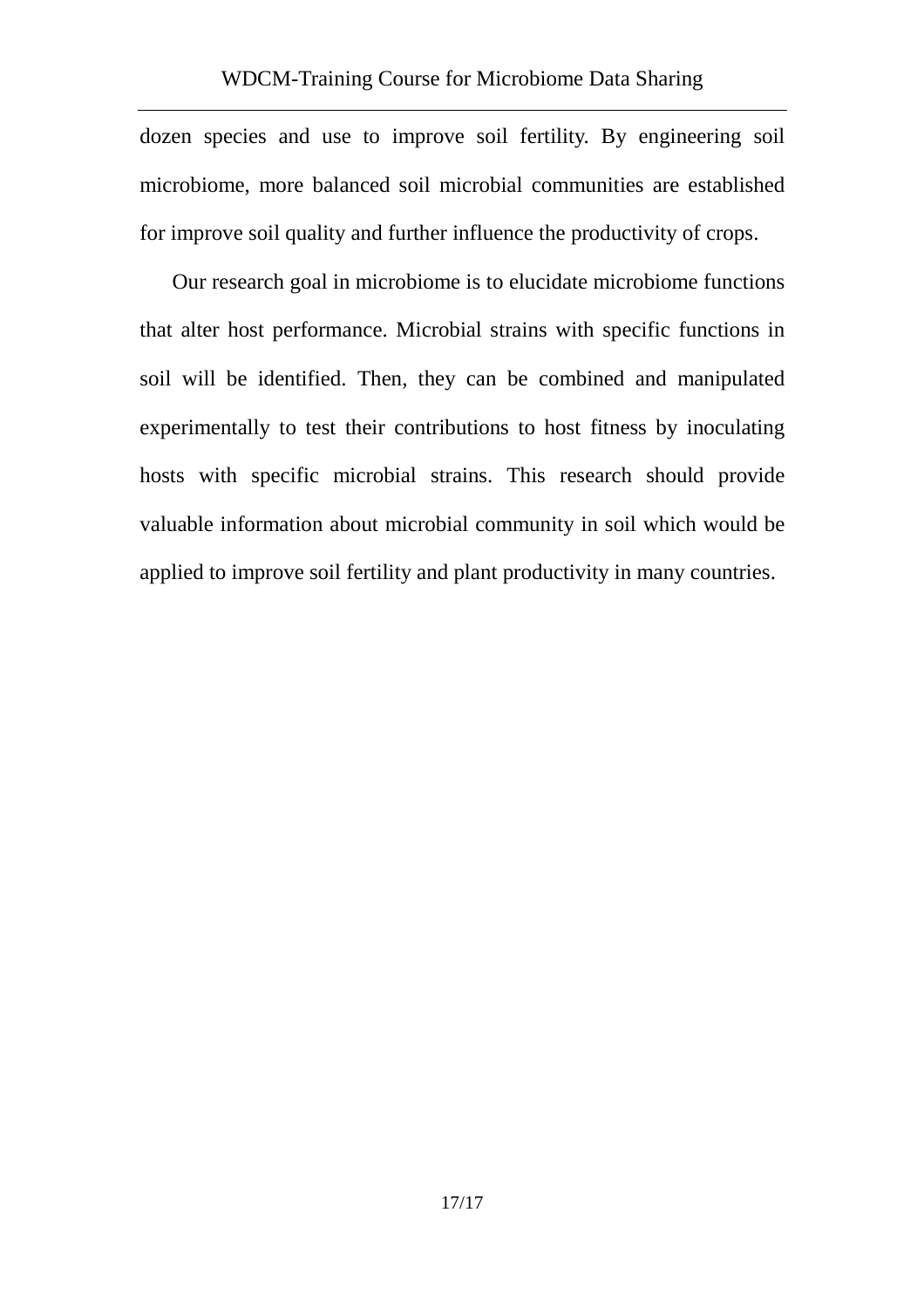dozen species and use to improve soil fertility. By engineering soil microbiome, more balanced soil microbial communities are established for improve soil quality and further influence the productivity of crops.

Our research goal in microbiome is to elucidate microbiome functions that alter host performance. Microbial strains with specific functions in soil will be identified. Then, they can be combined and manipulated experimentally to test their contributions to host fitness by inoculating hosts with specific microbial strains. This research should provide valuable information about microbial community in soil which would be applied to improve soil fertility and plant productivity in many countries.